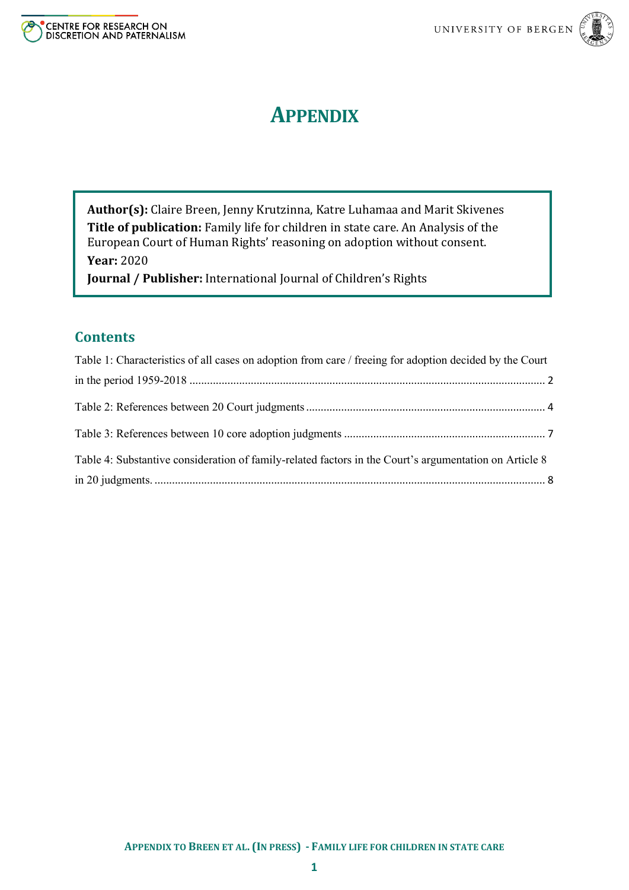# APPENDIX

**Author(s):** Claire Breen, Jenny Krutzinna, Katre Luhamaa and Marit Skivenes
**Title of publication:** Family life for children in state care. An Analysis of the European Court of Human Rights' reasoning on adoption without consent.
**Year:** 2020
**Journal / Publisher:** International Journal of Children's Rights

## Contents

Table 1: Characteristics of all cases on adoption from care / freeing for adoption decided by the Court in the period 1959-2018 ........ 2

Table 2: References between 20 Court judgments ........ 4

Table 3: References between 10 core adoption judgments ........ 7

Table 4: Substantive consideration of family-related factors in the Court's argumentation on Article 8 in 20 judgments. ........ 8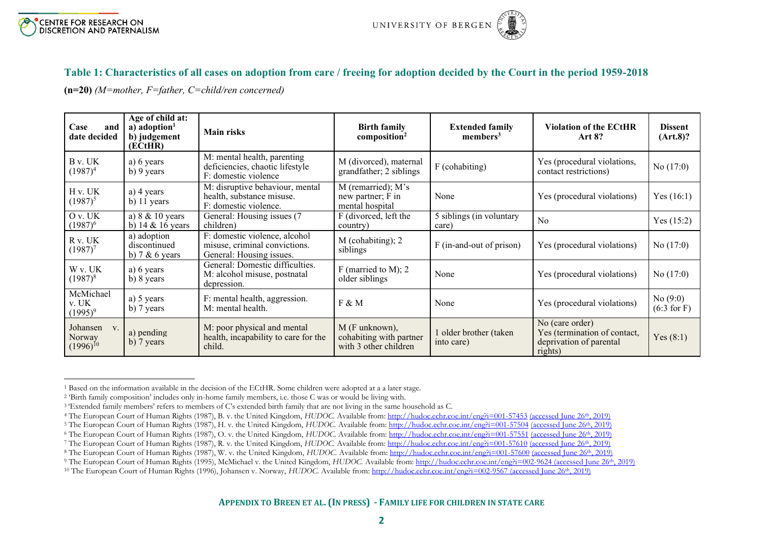### Table 1: Characteristics of all cases on adoption from care / freeing for adoption decided by the Court in the period 1959-2018

**(n=20)** *(M=mother, F=father, C=child/ren concerned)*

| Case and date decided | Age of child at: a) adoption[1] b) judgement (ECtHR) | Main risks | Birth family composition[2] | Extended family members[3] | Violation of the ECtHR Art 8? | Dissent (Art.8)? |
|---|---|---|---|---|---|---|
| B v. UK (1987)[4] | a) 6 years b) 9 years | M: mental health, parenting deficiencies, chaotic lifestyle F: domestic violence | M (divorced), maternal grandfather; 2 siblings | F (cohabiting) | Yes (procedural violations, contact restrictions) | No (17:0) |
| H v. UK (1987)[5] | a) 4 years b) 11 years | M: disruptive behaviour, mental health, substance misuse. F: domestic violence. | M (remarried); M's new partner; F in mental hospital | None | Yes (procedural violations) | Yes (16:1) |
| O v. UK (1987)[6] | a) 8 & 10 years b) 14 & 16 years | General: Housing issues (7 children) | F (divorced, left the country) | 5 siblings (in voluntary care) | No | Yes (15:2) |
| R v. UK (1987)[7] | a) adoption discontinued b) 7 & 6 years | F: domestic violence, alcohol misuse, criminal convictions. General: Housing issues. | M (cohabiting); 2 siblings | F (in-and-out of prison) | Yes (procedural violations) | No (17:0) |
| W v. UK (1987)[8] | a) 6 years b) 8 years | General: Domestic difficulties. M: alcohol misuse, postnatal depression. | F (married to M); 2 older siblings | None | Yes (procedural violations) | No (17:0) |
| McMichael v. UK (1995)[9] | a) 5 years b) 7 years | F: mental health, aggression. M: mental health. | F & M | None | Yes (procedural violations) | No (9:0) (6:3 for F) |
| Johansen v. Norway (1996)[10] | a) pending b) 7 years | M: poor physical and mental health, incapability to care for the child. | M (F unknown), cohabiting with partner with 3 other children | 1 older brother (taken into care) | No (care order) Yes (termination of contact, deprivation of parental rights) | Yes (8:1) |

[1] Based on the information available in the decision of the ECtHR. Some children were adopted at a a later stage.
[2] 'Birth family composition' includes only in-home family members, i.e. those C was or would be living with.
[3] 'Extended family members' refers to members of C's extended birth family that are not living in the same household as C.
[4] The European Court of Human Rights (1987), B. v. the United Kingdom, *HUDOC.* Available from: http://hudoc.echr.coe.int/eng?i=001-57453 (accessed June 26th, 2019)
[5] The European Court of Human Rights (1987), H. v. the United Kingdom, *HUDOC.* Available from: http://hudoc.echr.coe.int/eng?i=001-57504 (accessed June 26th, 2019)
[6] The European Court of Human Rights (1987), O. v. the United Kingdom, *HUDOC.* Available from: http://hudoc.echr.coe.int/eng?i=001-57551 (accessed June 26th, 2019)
[7] The European Court of Human Rights (1987), R. v. the United Kingdom, *HUDOC.* Available from: http://hudoc.echr.coe.int/eng?i=001-57610 (accessed June 26th, 2019)
[8] The European Court of Human Rights (1987), W. v. the United Kingdom, *HUDOC.* Available from: http://hudoc.echr.coe.int/eng?i=001-57600 (accessed June 26th, 2019)
[9] The European Court of Human Rights (1995), McMichael v. the United Kingdom, *HUDOC.* Available from: http://hudoc.echr.coe.int/eng?i=002-9624 (accessed June 26th, 2019)
[10] The European Court of Human Rights (1996), Johansen v. Norway, *HUDOC.* Available from: http://hudoc.echr.coe.int/eng?i=002-9567 (accessed June 26th, 2019)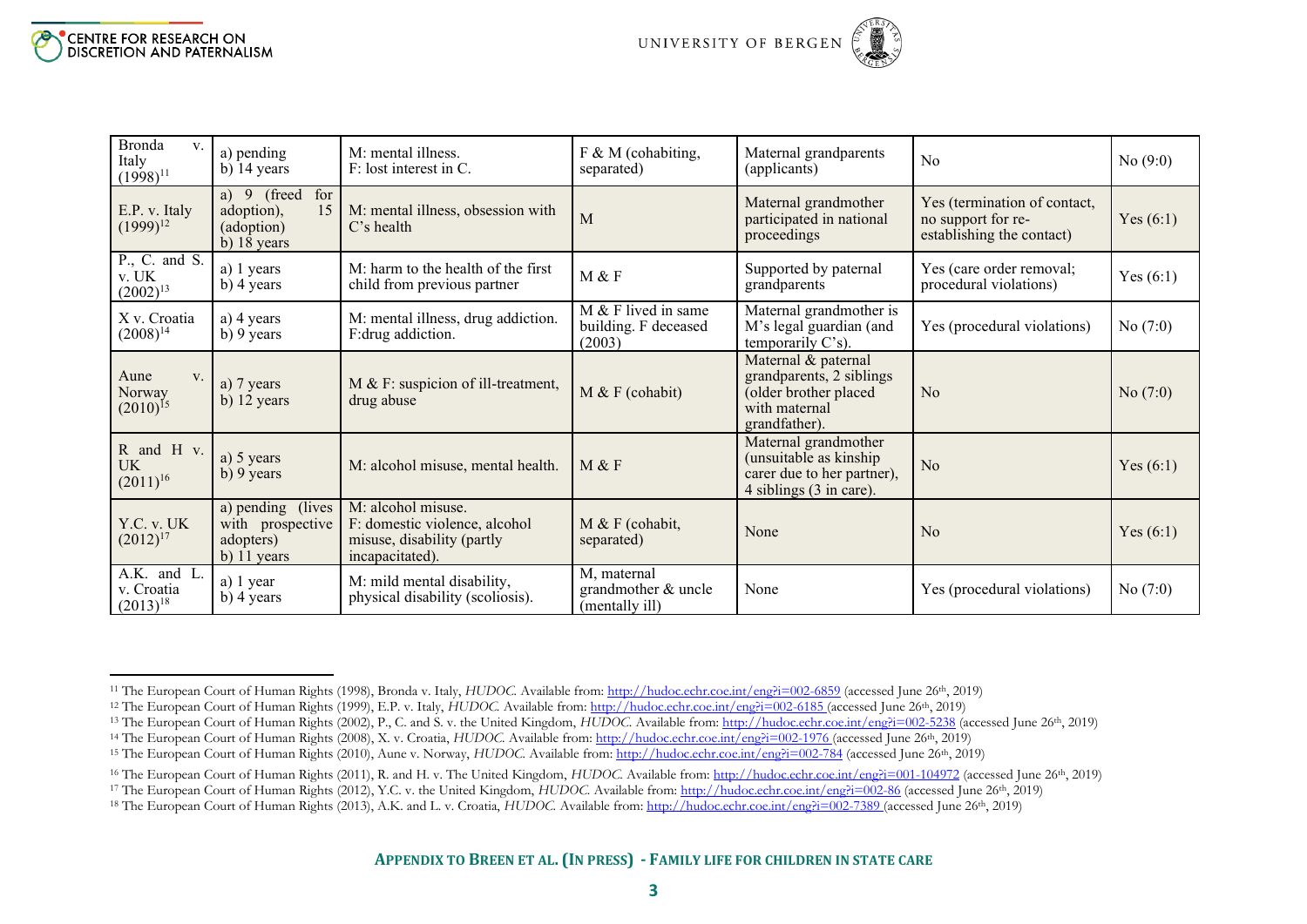| Bronda v. Italy (1998)[11] | a) pending b) 14 years | M: mental illness. F: lost interest in C. | F & M (cohabiting, separated) | Maternal grandparents (applicants) | No | No (9:0) |
|---|---|---|---|---|---|---|
| E.P. v. Italy (1999)[12] | a) 9 (freed for adoption), 15 (adoption) b) 18 years | M: mental illness, obsession with C's health | M | Maternal grandmother participated in national proceedings | Yes (termination of contact, no support for re-establishing the contact) | Yes (6:1) |
| P., C. and S. v. UK (2002)[13] | a) 1 years b) 4 years | M: harm to the health of the first child from previous partner | M & F | Supported by paternal grandparents | Yes (care order removal; procedural violations) | Yes (6:1) |
| X v. Croatia (2008)[14] | a) 4 years b) 9 years | M: mental illness, drug addiction. F:drug addiction. | M & F lived in same building. F deceased (2003) | Maternal grandmother is M's legal guardian (and temporarily C's). | Yes (procedural violations) | No (7:0) |
| Aune v. Norway (2010)[15] | a) 7 years b) 12 years | M & F: suspicion of ill-treatment, drug abuse | M & F (cohabit) | Maternal & paternal grandparents, 2 siblings (older brother placed with maternal grandfather). | No | No (7:0) |
| R and H v. UK (2011)[16] | a) 5 years b) 9 years | M: alcohol misuse, mental health. | M & F | Maternal grandmother (unsuitable as kinship carer due to her partner), 4 siblings (3 in care). | No | Yes (6:1) |
| Y.C. v. UK (2012)[17] | a) pending (lives with prospective adopters) b) 11 years | M: alcohol misuse. F: domestic violence, alcohol misuse, disability (partly incapacitated). | M & F (cohabit, separated) | None | No | Yes (6:1) |
| A.K. and L. v. Croatia (2013)[18] | a) 1 year b) 4 years | M: mild mental disability, physical disability (scoliosis). | M, maternal grandmother & uncle (mentally ill) | None | Yes (procedural violations) | No (7:0) |

[11] The European Court of Human Rights (1998), Bronda v. Italy, *HUDOC.* Available from: http://hudoc.echr.coe.int/eng?i=002-6859 (accessed June 26th, 2019)

[12] The European Court of Human Rights (1999), E.P. v. Italy, *HUDOC.* Available from: http://hudoc.echr.coe.int/eng?i=002-6185 (accessed June 26th, 2019)

[13] The European Court of Human Rights (2002), P., C. and S. v. the United Kingdom, *HUDOC.* Available from: http://hudoc.echr.coe.int/eng?i=002-5238 (accessed June 26th, 2019)

[14] The European Court of Human Rights (2008), X. v. Croatia, *HUDOC.* Available from: http://hudoc.echr.coe.int/eng?i=002-1976 (accessed June 26th, 2019)

[15] The European Court of Human Rights (2010), Aune v. Norway, *HUDOC.* Available from: http://hudoc.echr.coe.int/eng?i=002-784 (accessed June 26th, 2019)

[16] The European Court of Human Rights (2011), R. and H. v. The United Kingdom, *HUDOC.* Available from: http://hudoc.echr.coe.int/eng?i=001-104972 (accessed June 26th, 2019)

[17] The European Court of Human Rights (2012), Y.C. v. the United Kingdom, *HUDOC.* Available from: http://hudoc.echr.coe.int/eng?i=002-86 (accessed June 26th, 2019)

[18] The European Court of Human Rights (2013), A.K. and L. v. Croatia, *HUDOC.* Available from: http://hudoc.echr.coe.int/eng?i=002-7389 (accessed June 26th, 2019)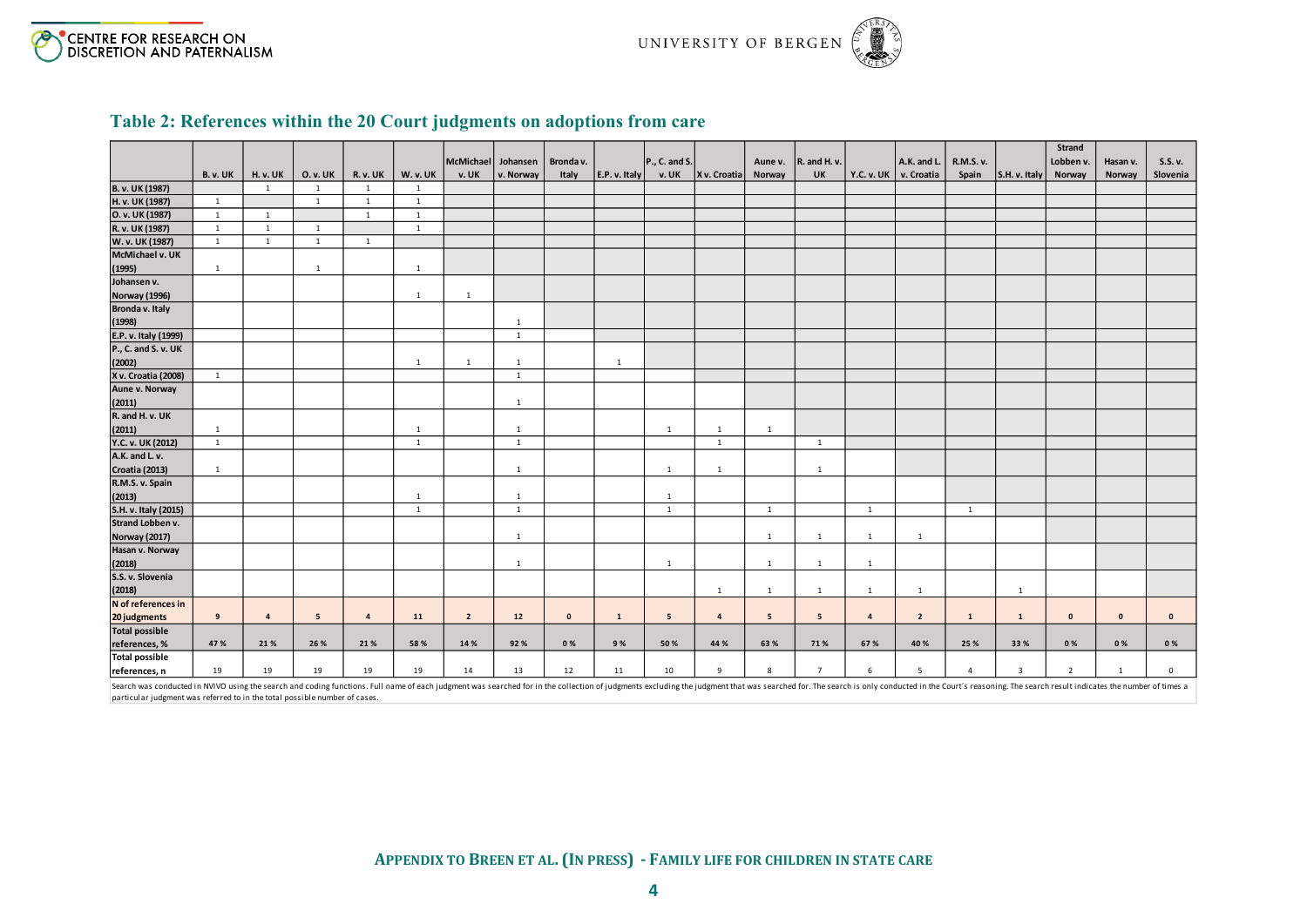## Table 2: References within the 20 Court judgments on adoptions from care

| | B. v. UK | H. v. UK | O. v. UK | R. v. UK | W. v. UK | McMichael v. UK | Johansen v. Norway | Bronda v. Italy | E.P. v. Italy | P., C. and S. v. UK | X v. Croatia | Aune v. Norway | R. and H. v. UK | Y.C. v. UK | A.K. and L. v. Croatia | R.M.S. v. Spain | S.H. v. Italy | Strand Lobben v. Norway | Hasan v. Norway | S.S. v. Slovenia |
|---|---|---|---|---|---|---|---|---|---|---|---|---|---|---|---|---|---|---|---|---|
| B. v. UK (1987) | | 1 | 1 | 1 | 1 | | | | | | | | | | | | | | | |
| H. v. UK (1987) | 1 | | 1 | 1 | 1 | | | | | | | | | | | | | | | |
| O. v. UK (1987) | 1 | 1 | | 1 | 1 | | | | | | | | | | | | | | | |
| R. v. UK (1987) | 1 | 1 | 1 | | 1 | | | | | | | | | | | | | | | |
| W. v. UK (1987) | 1 | 1 | 1 | 1 | | | | | | | | | | | | | | | | |
| McMichael v. UK (1995) | 1 | | 1 | | 1 | | | | | | | | | | | | | | | |
| Johansen v. Norway (1996) | | | | | 1 | 1 | | | | | | | | | | | | | | |
| Bronda v. Italy (1998) | | | | | | | 1 | | | | | | | | | | | | | |
| E.P. v. Italy (1999) | | | | | | | 1 | | | | | | | | | | | | | |
| P., C. and S. v. UK (2002) | | | | | 1 | 1 | 1 | | 1 | | | | | | | | | | | |
| X v. Croatia (2008) | 1 | | | | | | 1 | | | | | | | | | | | | | |
| Aune v. Norway (2011) | | | | | | | 1 | | | | | | | | | | | | | |
| R. and H. v. UK (2011) | 1 | | | | 1 | | 1 | | | 1 | 1 | 1 | | | | | | | | |
| Y.C. v. UK (2012) | 1 | | | | 1 | | 1 | | | | 1 | | 1 | | | | | | | |
| A.K. and L. v. Croatia (2013) | 1 | | | | | | 1 | | | 1 | 1 | | 1 | | | | | | | |
| R.M.S. v. Spain (2013) | | | | | 1 | | 1 | | | 1 | | | | | | | | | | |
| S.H. v. Italy (2015) | | | | | 1 | | 1 | | | 1 | | 1 | | 1 | | 1 | | | | |
| Strand Lobben v. Norway (2017) | | | | | | | 1 | | | | | 1 | 1 | 1 | 1 | | | | | |
| Hasan v. Norway (2018) | | | | | | | 1 | | | 1 | | 1 | 1 | 1 | | | | | | |
| S.S. v. Slovenia (2018) | | | | | | | | | | | 1 | 1 | 1 | 1 | 1 | | 1 | | | |
| **N of references in 20 judgments** | **9** | **4** | **5** | **4** | **11** | **2** | **12** | **0** | **1** | **5** | **4** | **5** | **5** | **4** | **2** | **1** | **1** | **0** | **0** | **0** |
| **Total possible references, %** | **47 %** | **21 %** | **26 %** | **21 %** | **58 %** | **14 %** | **92 %** | **0 %** | **9 %** | **50 %** | **44 %** | **63 %** | **71 %** | **67 %** | **40 %** | **25 %** | **33 %** | **0 %** | **0 %** | **0 %** |
| **Total possible references, n** | 19 | 19 | 19 | 19 | 19 | 14 | 13 | 12 | 11 | 10 | 9 | 8 | 7 | 6 | 5 | 4 | 3 | 2 | 1 | 0 |

Search was conducted in NVIVO using the search and coding functions. Full name of each judgment was searched for in the collection of judgments excluding the judgment that was searched for. The search is only conducted in the Court's reasoning. The search result indicates the number of times a particular judgment was referred to in the total possible number of cases.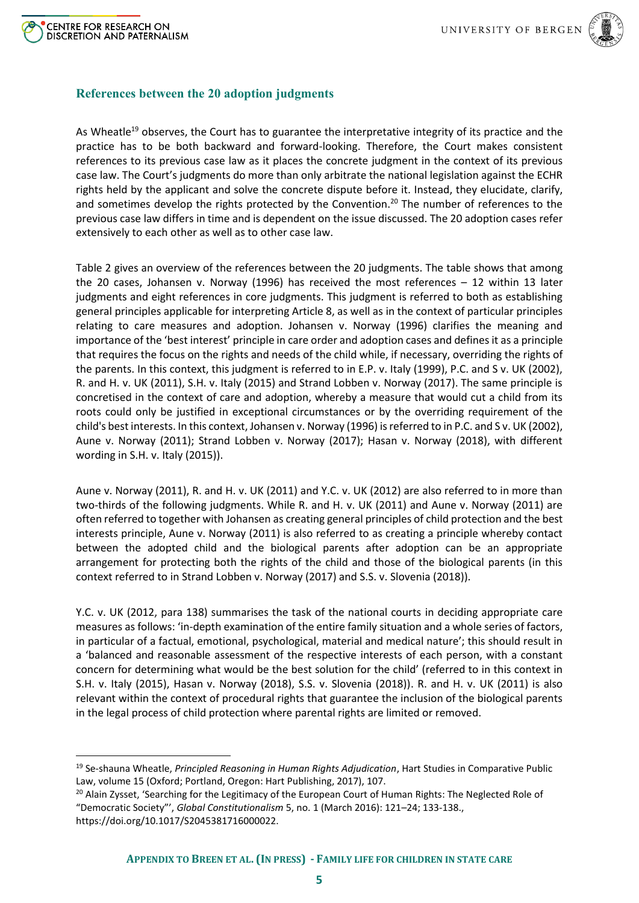## References between the 20 adoption judgments

As Wheatle[19] observes, the Court has to guarantee the interpretative integrity of its practice and the practice has to be both backward and forward-looking. Therefore, the Court makes consistent references to its previous case law as it places the concrete judgment in the context of its previous case law. The Court's judgments do more than only arbitrate the national legislation against the ECHR rights held by the applicant and solve the concrete dispute before it. Instead, they elucidate, clarify, and sometimes develop the rights protected by the Convention.[20] The number of references to the previous case law differs in time and is dependent on the issue discussed. The 20 adoption cases refer extensively to each other as well as to other case law.

Table 2 gives an overview of the references between the 20 judgments. The table shows that among the 20 cases, Johansen v. Norway (1996) has received the most references – 12 within 13 later judgments and eight references in core judgments. This judgment is referred to both as establishing general principles applicable for interpreting Article 8, as well as in the context of particular principles relating to care measures and adoption. Johansen v. Norway (1996) clarifies the meaning and importance of the 'best interest' principle in care order and adoption cases and defines it as a principle that requires the focus on the rights and needs of the child while, if necessary, overriding the rights of the parents. In this context, this judgment is referred to in E.P. v. Italy (1999), P.C. and S v. UK (2002), R. and H. v. UK (2011), S.H. v. Italy (2015) and Strand Lobben v. Norway (2017). The same principle is concretised in the context of care and adoption, whereby a measure that would cut a child from its roots could only be justified in exceptional circumstances or by the overriding requirement of the child's best interests. In this context, Johansen v. Norway (1996) is referred to in P.C. and S v. UK (2002), Aune v. Norway (2011); Strand Lobben v. Norway (2017); Hasan v. Norway (2018), with different wording in S.H. v. Italy (2015)).

Aune v. Norway (2011), R. and H. v. UK (2011) and Y.C. v. UK (2012) are also referred to in more than two-thirds of the following judgments. While R. and H. v. UK (2011) and Aune v. Norway (2011) are often referred to together with Johansen as creating general principles of child protection and the best interests principle, Aune v. Norway (2011) is also referred to as creating a principle whereby contact between the adopted child and the biological parents after adoption can be an appropriate arrangement for protecting both the rights of the child and those of the biological parents (in this context referred to in Strand Lobben v. Norway (2017) and S.S. v. Slovenia (2018)).

Y.C. v. UK (2012, para 138) summarises the task of the national courts in deciding appropriate care measures as follows: 'in-depth examination of the entire family situation and a whole series of factors, in particular of a factual, emotional, psychological, material and medical nature'; this should result in a 'balanced and reasonable assessment of the respective interests of each person, with a constant concern for determining what would be the best solution for the child' (referred to in this context in S.H. v. Italy (2015), Hasan v. Norway (2018), S.S. v. Slovenia (2018)). R. and H. v. UK (2011) is also relevant within the context of procedural rights that guarantee the inclusion of the biological parents in the legal process of child protection where parental rights are limited or removed.

[19] Se-shauna Wheatle, *Principled Reasoning in Human Rights Adjudication*, Hart Studies in Comparative Public Law, volume 15 (Oxford; Portland, Oregon: Hart Publishing, 2017), 107.

[20] Alain Zysset, 'Searching for the Legitimacy of the European Court of Human Rights: The Neglected Role of "Democratic Society"', *Global Constitutionalism* 5, no. 1 (March 2016): 121–24; 133-138., https://doi.org/10.1017/S2045381716000022.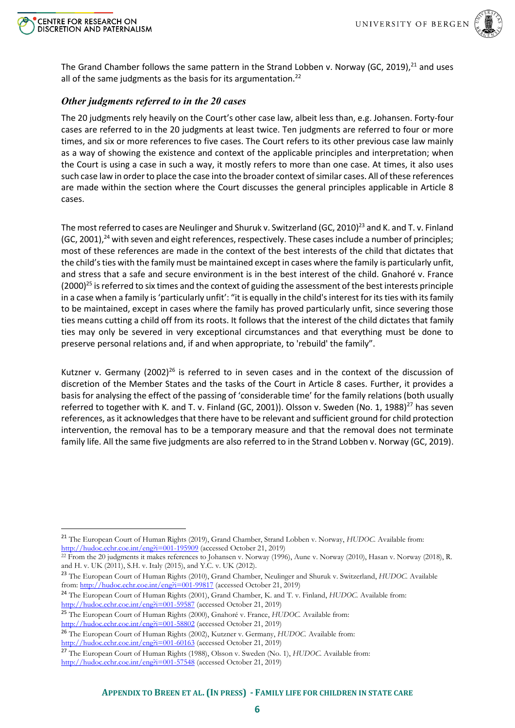The Grand Chamber follows the same pattern in the Strand Lobben v. Norway (GC, 2019),[21] and uses all of the same judgments as the basis for its argumentation.[22]

### *Other judgments referred to in the 20 cases*

The 20 judgments rely heavily on the Court's other case law, albeit less than, e.g. Johansen. Forty-four cases are referred to in the 20 judgments at least twice. Ten judgments are referred to four or more times, and six or more references to five cases. The Court refers to its other previous case law mainly as a way of showing the existence and context of the applicable principles and interpretation; when the Court is using a case in such a way, it mostly refers to more than one case. At times, it also uses such case law in order to place the case into the broader context of similar cases. All of these references are made within the section where the Court discusses the general principles applicable in Article 8 cases.

The most referred to cases are Neulinger and Shuruk v. Switzerland (GC, 2010)[23] and K. and T. v. Finland (GC, 2001),[24] with seven and eight references, respectively. These cases include a number of principles; most of these references are made in the context of the best interests of the child that dictates that the child's ties with the family must be maintained except in cases where the family is particularly unfit, and stress that a safe and secure environment is in the best interest of the child. Gnahoré v. France (2000)[25] is referred to six times and the context of guiding the assessment of the best interests principle in a case when a family is 'particularly unfit': "it is equally in the child's interest for its ties with its family to be maintained, except in cases where the family has proved particularly unfit, since severing those ties means cutting a child off from its roots. It follows that the interest of the child dictates that family ties may only be severed in very exceptional circumstances and that everything must be done to preserve personal relations and, if and when appropriate, to 'rebuild' the family".

Kutzner v. Germany (2002)[26] is referred to in seven cases and in the context of the discussion of discretion of the Member States and the tasks of the Court in Article 8 cases. Further, it provides a basis for analysing the effect of the passing of 'considerable time' for the family relations (both usually referred to together with K. and T. v. Finland (GC, 2001)). Olsson v. Sweden (No. 1, 1988)[27] has seven references, as it acknowledges that there have to be relevant and sufficient ground for child protection intervention, the removal has to be a temporary measure and that the removal does not terminate family life. All the same five judgments are also referred to in the Strand Lobben v. Norway (GC, 2019).

---

[21] The European Court of Human Rights (2019), Grand Chamber, Strand Lobben v. Norway, *HUDOC.* Available from: http://hudoc.echr.coe.int/eng?i=001-195909 (accessed October 21, 2019)

[22] From the 20 judgments it makes references to Johansen v. Norway (1996), Aune v. Norway (2010), Hasan v. Norway (2018), R. and H. v. UK (2011), S.H. v. Italy (2015), and Y.C. v. UK (2012).

[23] The European Court of Human Rights (2010), Grand Chamber, Neulinger and Shuruk v. Switzerland, *HUDOC.* Available from: http://hudoc.echr.coe.int/eng?i=001-99817 (accessed October 21, 2019)

[24] The European Court of Human Rights (2001), Grand Chamber, K. and T. v. Finland, *HUDOC.* Available from: http://hudoc.echr.coe.int/eng?i=001-59587 (accessed October 21, 2019)

[25] The European Court of Human Rights (2000), Gnahoré v. France, *HUDOC.* Available from: http://hudoc.echr.coe.int/eng?i=001-58802 (accessed October 21, 2019)

[26] The European Court of Human Rights (2002), Kutzner v. Germany, *HUDOC.* Available from: http://hudoc.echr.coe.int/eng?i=001-60163 (accessed October 21, 2019)

[27] The European Court of Human Rights (1988), Olsson v. Sweden (No. 1), *HUDOC.* Available from: http://hudoc.echr.coe.int/eng?i=001-57548 (accessed October 21, 2019)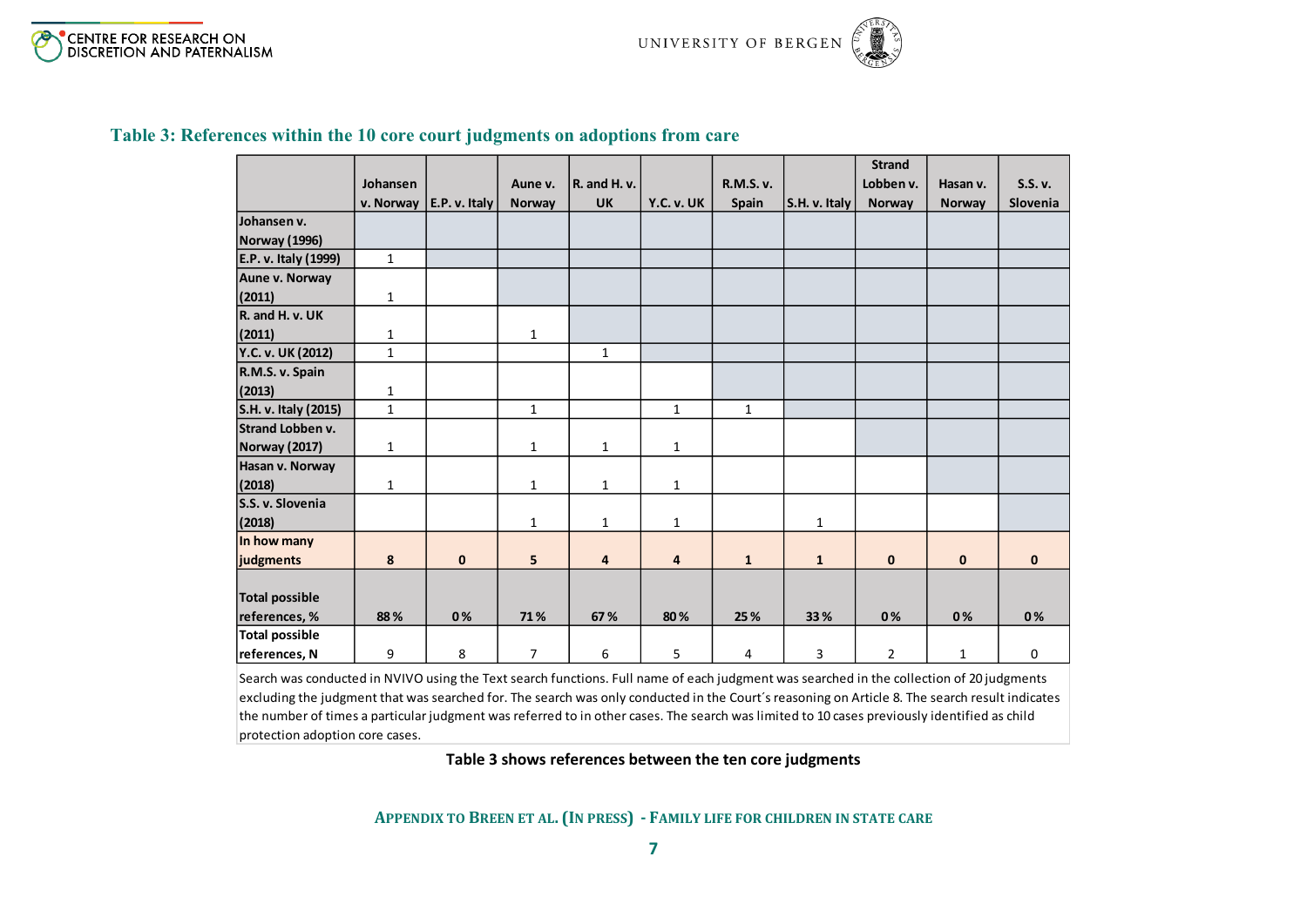## Table 3: References within the 10 core court judgments on adoptions from care

| | Johansen v. Norway | E.P. v. Italy | Aune v. Norway | R. and H. v. UK | Y.C. v. UK | R.M.S. v. Spain | S.H. v. Italy | Strand Lobben v. Norway | Hasan v. Norway | S.S. v. Slovenia |
|---|---|---|---|---|---|---|---|---|---|---|
| Johansen v. Norway (1996) | | | | | | | | | | |
| E.P. v. Italy (1999) | 1 | | | | | | | | | |
| Aune v. Norway (2011) | 1 | | | | | | | | | |
| R. and H. v. UK (2011) | 1 | | 1 | | | | | | | |
| Y.C. v. UK (2012) | 1 | | | 1 | | | | | | |
| R.M.S. v. Spain (2013) | 1 | | | | | | | | | |
| S.H. v. Italy (2015) | 1 | | 1 | | 1 | 1 | | | | |
| Strand Lobben v. Norway (2017) | 1 | | 1 | 1 | 1 | | | | | |
| Hasan v. Norway (2018) | 1 | | 1 | 1 | 1 | | | | | |
| S.S. v. Slovenia (2018) | | | 1 | 1 | 1 | | 1 | | | |
| **In how many judgments** | **8** | **0** | **5** | **4** | **4** | **1** | **1** | **0** | **0** | **0** |
| **Total possible references, %** | **88 %** | **0 %** | **71 %** | **67 %** | **80 %** | **25 %** | **33 %** | **0 %** | **0 %** | **0 %** |
| **Total possible references, N** | 9 | 8 | 7 | 6 | 5 | 4 | 3 | 2 | 1 | 0 |

Search was conducted in NVIVO using the Text search functions. Full name of each judgment was searched in the collection of 20 judgments excluding the judgment that was searched for. The search was only conducted in the Court´s reasoning on Article 8. The search result indicates the number of times a particular judgment was referred to in other cases. The search was limited to 10 cases previously identified as child protection adoption core cases.

**Table 3 shows references between the ten core judgments**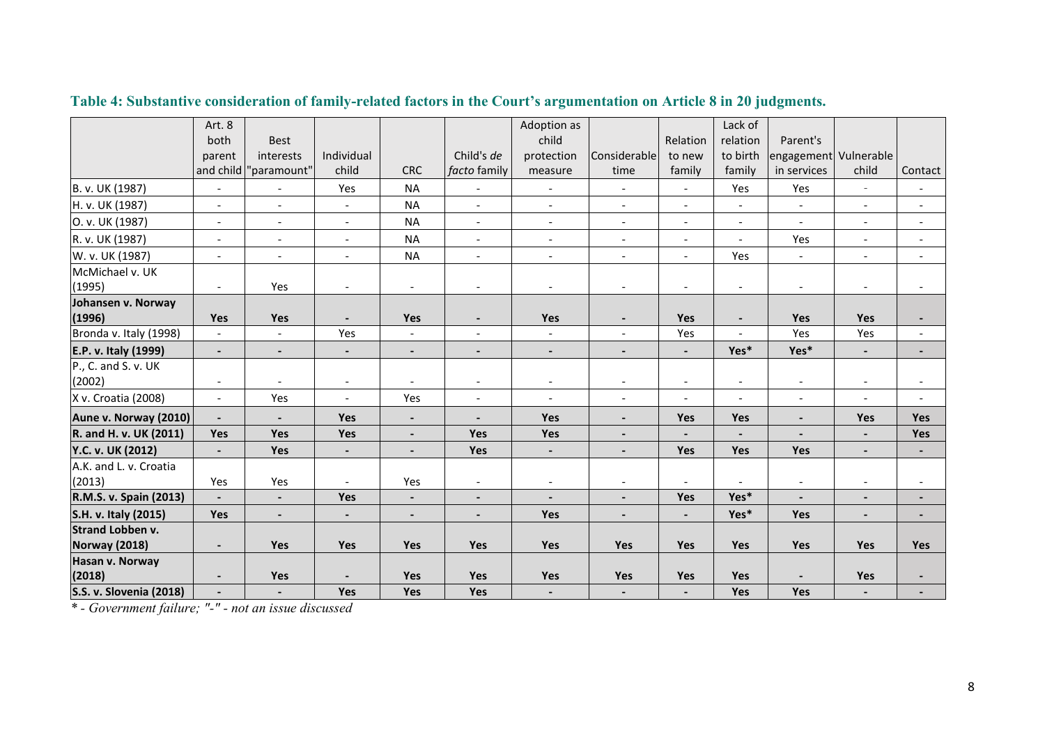**Table 4: Substantive consideration of family-related factors in the Court's argumentation on Article 8 in 20 judgments.**

| | Art. 8 both parent and child | Best interests "paramount" | Individual child | CRC | Child's *de facto* family | Adoption as child protection measure | Considerable time | Relation to new family | Lack of relation to birth family | Parent's engagement in services | Vulnerable child | Contact |
|---|---|---|---|---|---|---|---|---|---|---|---|---|
| B. v. UK (1987) | - | - | Yes | NA | - | - | - | - | Yes | Yes | - | - |
| H. v. UK (1987) | - | - | - | NA | - | - | - | - | - | - | - | - |
| O. v. UK (1987) | - | - | - | NA | - | - | - | - | - | - | - | - |
| R. v. UK (1987) | - | - | - | NA | - | - | - | - | - | Yes | - | - |
| W. v. UK (1987) | - | - | - | NA | - | - | - | - | Yes | - | - | - |
| McMichael v. UK (1995) | - | Yes | - | - | - | - | - | - | - | - | - | - |
| **Johansen v. Norway (1996)** | **Yes** | **Yes** | **-** | **Yes** | **-** | **Yes** | **-** | **Yes** | **-** | **Yes** | **Yes** | **-** |
| Bronda v. Italy (1998) | - | - | Yes | - | - | - | - | Yes | - | Yes | Yes | - |
| **E.P. v. Italy (1999)** | **-** | **-** | **-** | **-** | **-** | **-** | **-** | **-** | **Yes*** | **Yes*** | **-** | **-** |
| P., C. and S. v. UK (2002) | - | - | - | - | - | - | - | - | - | - | - | - |
| X v. Croatia (2008) | - | Yes | - | Yes | - | - | - | - | - | - | - | - |
| **Aune v. Norway (2010)** | **-** | **-** | **Yes** | **-** | **-** | **Yes** | **-** | **Yes** | **Yes** | **-** | **Yes** | **Yes** |
| **R. and H. v. UK (2011)** | **Yes** | **Yes** | **Yes** | **-** | **Yes** | **Yes** | **-** | **-** | **-** | **-** | **-** | **Yes** |
| **Y.C. v. UK (2012)** | **-** | **Yes** | **-** | **-** | **Yes** | **-** | **-** | **Yes** | **Yes** | **Yes** | **-** | **-** |
| A.K. and L. v. Croatia (2013) | Yes | Yes | - | Yes | - | - | - | - | - | - | - | - |
| **R.M.S. v. Spain (2013)** | **-** | **-** | **Yes** | **-** | **-** | **-** | **-** | **Yes** | **Yes*** | **-** | **-** | **-** |
| **S.H. v. Italy (2015)** | **Yes** | **-** | **-** | **-** | **-** | **Yes** | **-** | **-** | **Yes*** | **Yes** | **-** | **-** |
| **Strand Lobben v. Norway (2018)** | **-** | **Yes** | **Yes** | **Yes** | **Yes** | **Yes** | **Yes** | **Yes** | **Yes** | **Yes** | **Yes** | **Yes** |
| **Hasan v. Norway (2018)** | **-** | **Yes** | **-** | **Yes** | **Yes** | **Yes** | **Yes** | **Yes** | **Yes** | **-** | **Yes** | **-** |
| **S.S. v. Slovenia (2018)** | **-** | **-** | **Yes** | **Yes** | **Yes** | **-** | **-** | **-** | **Yes** | **Yes** | **-** | **-** |

*\* - Government failure; "-" - not an issue discussed*